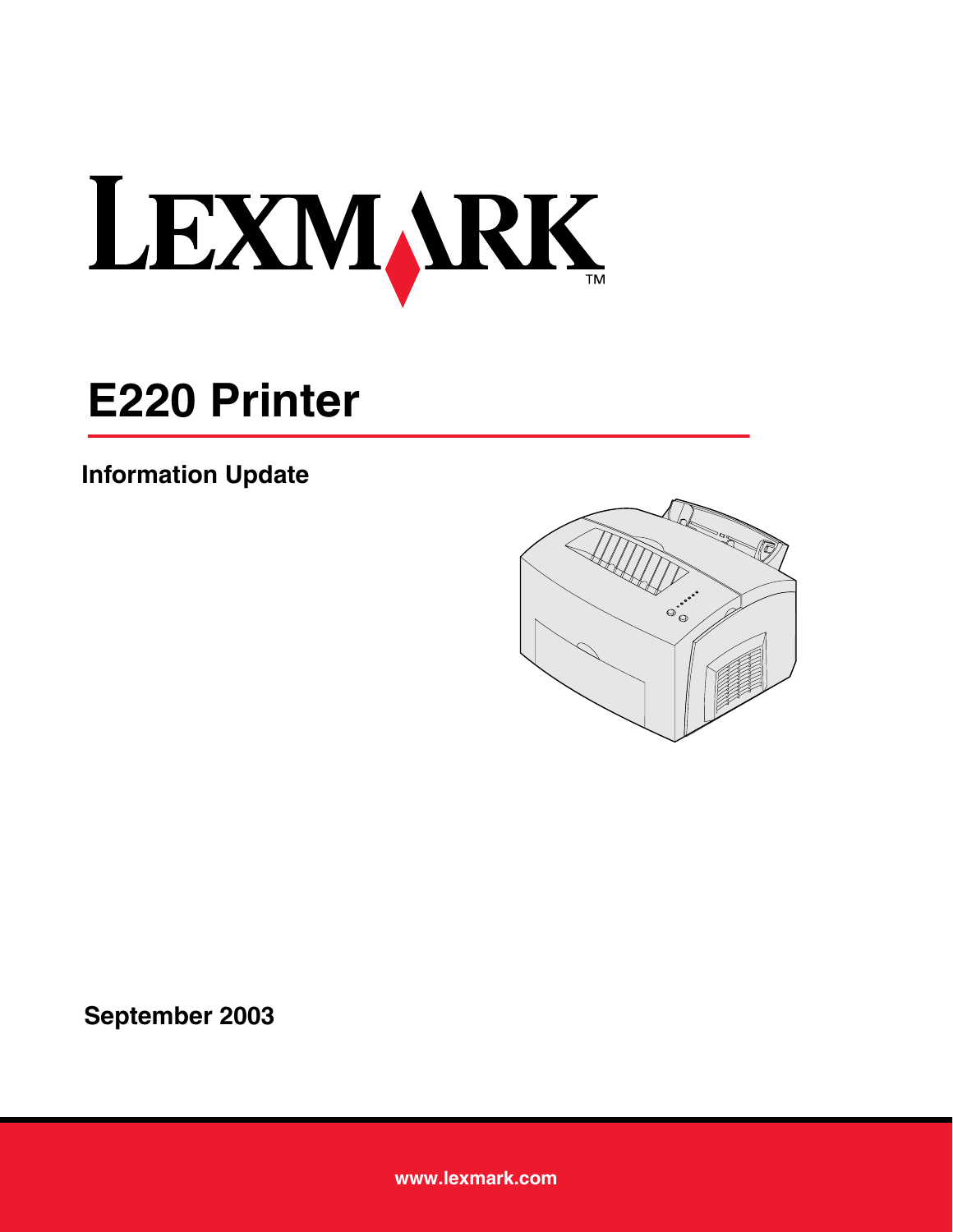# LEXMARK

# E220 Printer

## Information Update

**September 2003**

**www.lexmark.com**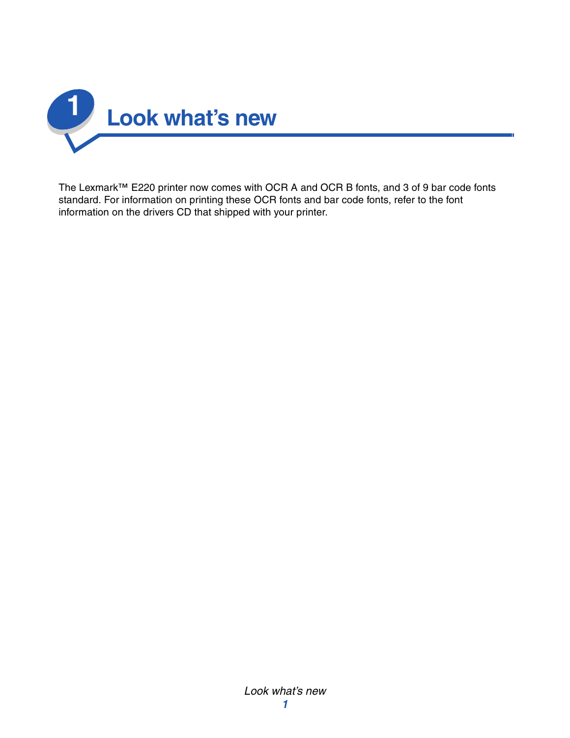# 1 Look what's new

The Lexmark™ E220 printer now comes with OCR A and OCR B fonts, and 3 of 9 bar code fonts standard. For information on printing these OCR fonts and bar code fonts, refer to the font information on the drivers CD that shipped with your printer.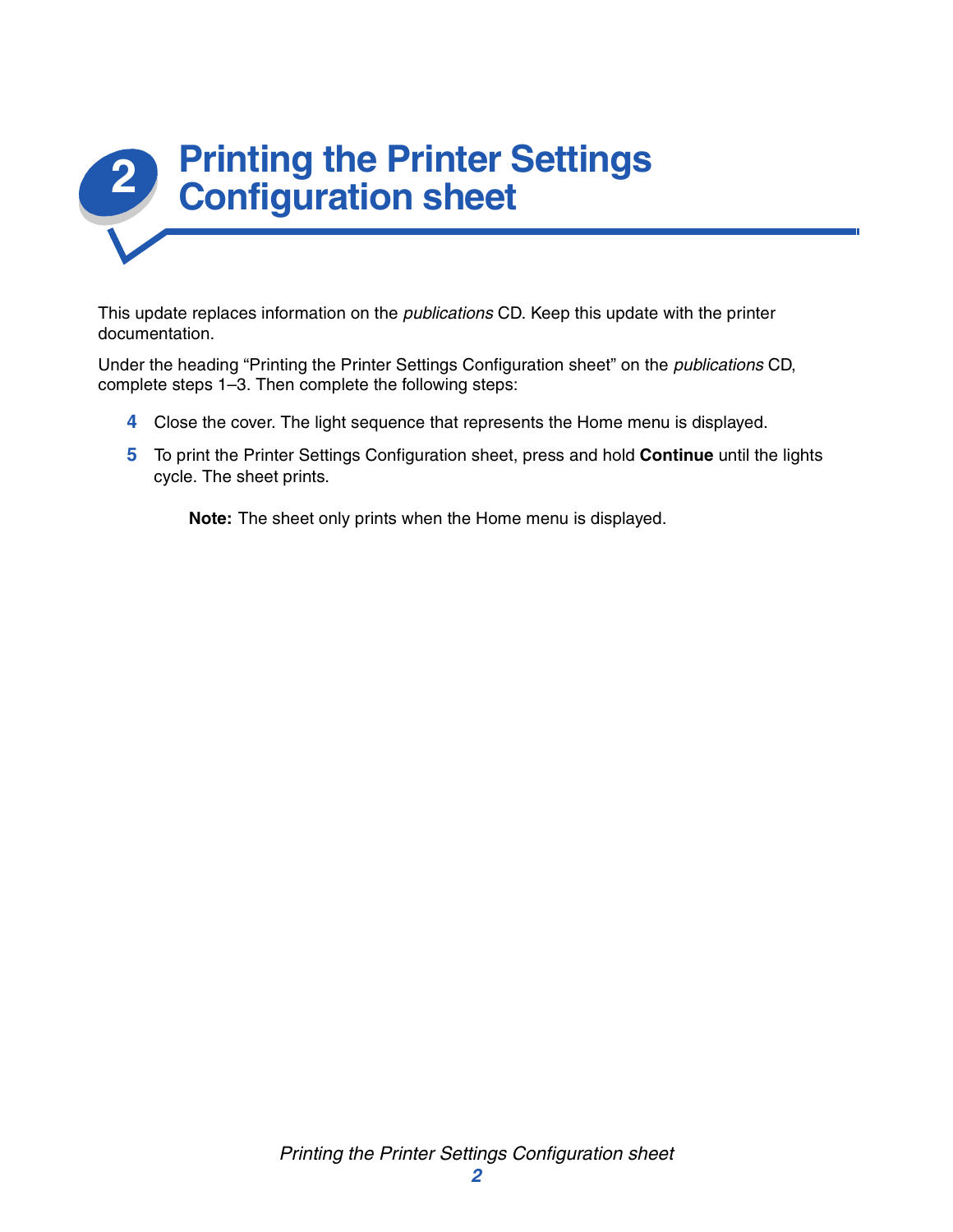# 2 Printing the Printer Settings Configuration sheet

This update replaces information on the *publications* CD. Keep this update with the printer documentation.

Under the heading “Printing the Printer Settings Configuration sheet” on the *publications* CD, complete steps 1–3. Then complete the following steps:

4. Close the cover. The light sequence that represents the Home menu is displayed.
5. To print the Printer Settings Configuration sheet, press and hold **Continue** until the lights cycle. The sheet prints.

   **Note:** The sheet only prints when the Home menu is displayed.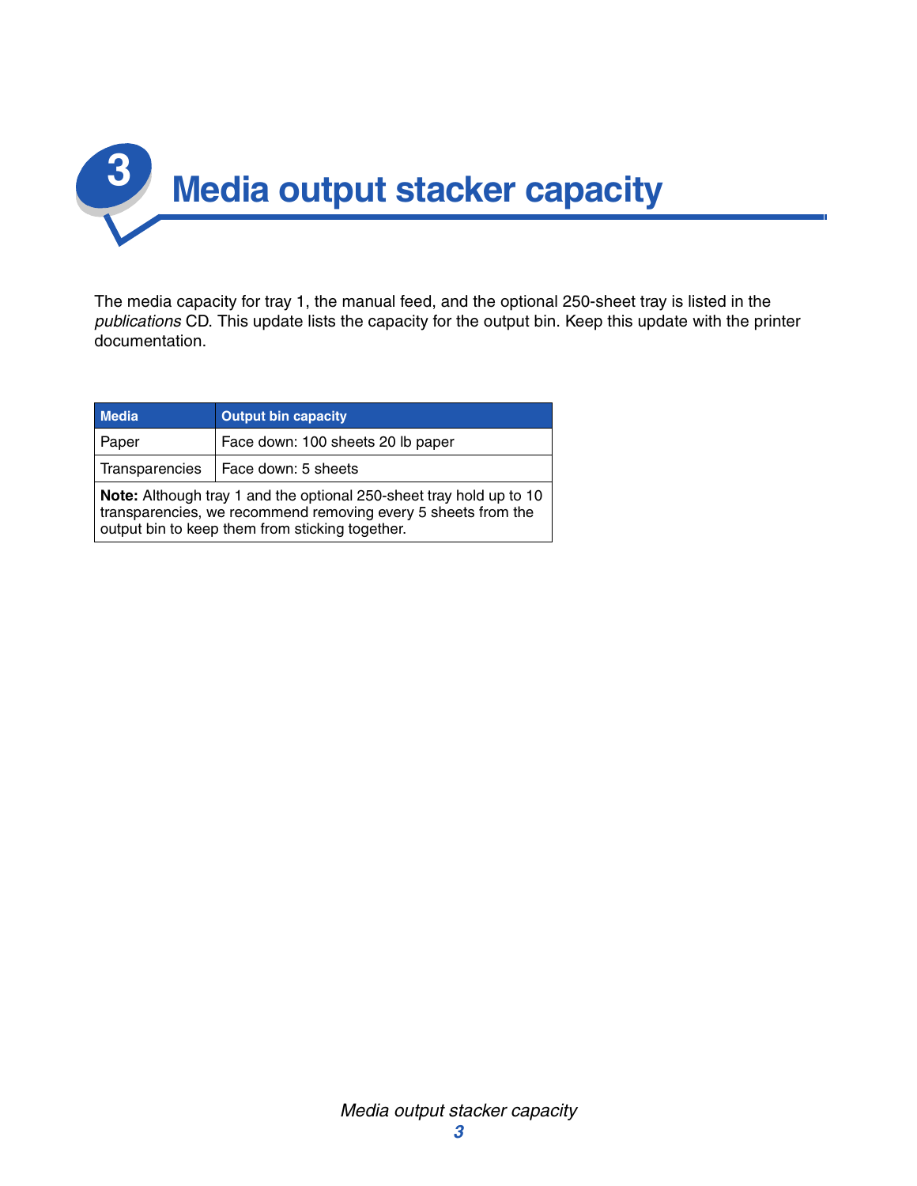# 3 Media output stacker capacity

The media capacity for tray 1, the manual feed, and the optional 250-sheet tray is listed in the *publications* CD. This update lists the capacity for the output bin. Keep this update with the printer documentation.

| Media | Output bin capacity |
| --- | --- |
| Paper | Face down: 100 sheets 20 lb paper |
| Transparencies | Face down: 5 sheets |
| **Note:** Although tray 1 and the optional 250-sheet tray hold up to 10 transparencies, we recommend removing every 5 sheets from the output bin to keep them from sticking together. | |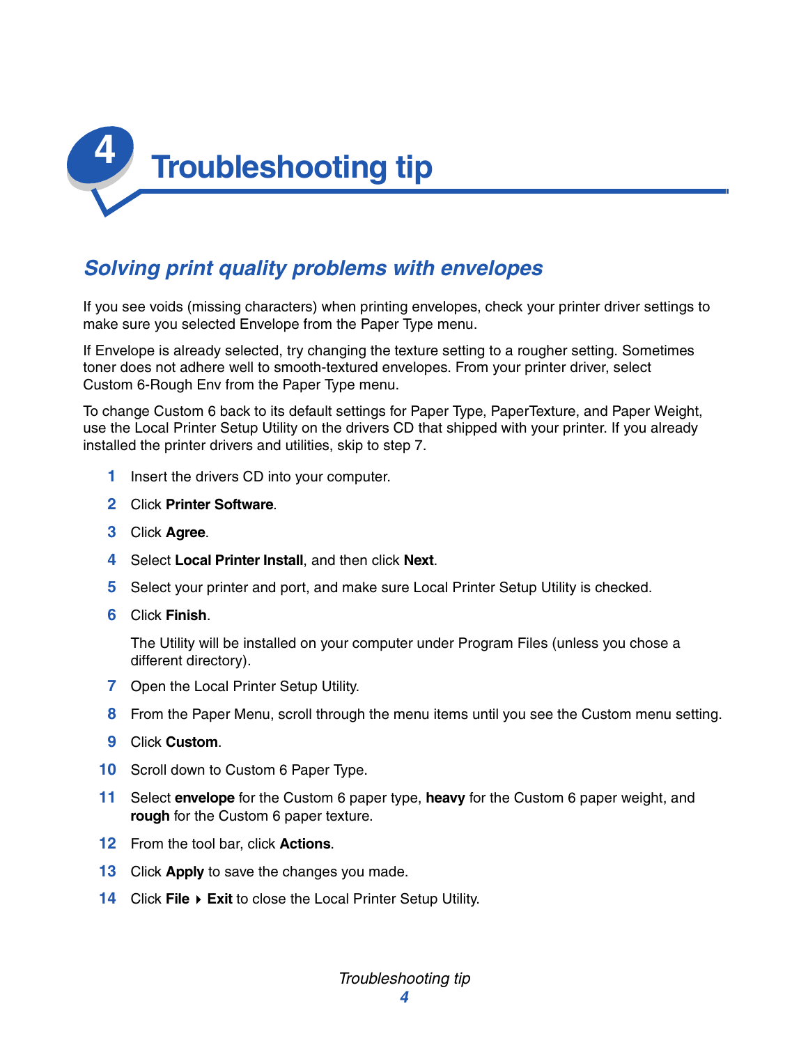# 4 Troubleshooting tip

## *Solving print quality problems with envelopes*

If you see voids (missing characters) when printing envelopes, check your printer driver settings to make sure you selected Envelope from the Paper Type menu.

If Envelope is already selected, try changing the texture setting to a rougher setting. Sometimes toner does not adhere well to smooth-textured envelopes. From your printer driver, select Custom 6-Rough Env from the Paper Type menu.

To change Custom 6 back to its default settings for Paper Type, PaperTexture, and Paper Weight, use the Local Printer Setup Utility on the drivers CD that shipped with your printer. If you already installed the printer drivers and utilities, skip to step 7.

1. Insert the drivers CD into your computer.
2. Click **Printer Software**.
3. Click **Agree**.
4. Select **Local Printer Install**, and then click **Next**.
5. Select your printer and port, and make sure Local Printer Setup Utility is checked.
6. Click **Finish**.

   The Utility will be installed on your computer under Program Files (unless you chose a different directory).
7. Open the Local Printer Setup Utility.
8. From the Paper Menu, scroll through the menu items until you see the Custom menu setting.
9. Click **Custom**.
10. Scroll down to Custom 6 Paper Type.
11. Select **envelope** for the Custom 6 paper type, **heavy** for the Custom 6 paper weight, and **rough** for the Custom 6 paper texture.
12. From the tool bar, click **Actions**.
13. Click **Apply** to save the changes you made.
14. Click **File** ▸ **Exit** to close the Local Printer Setup Utility.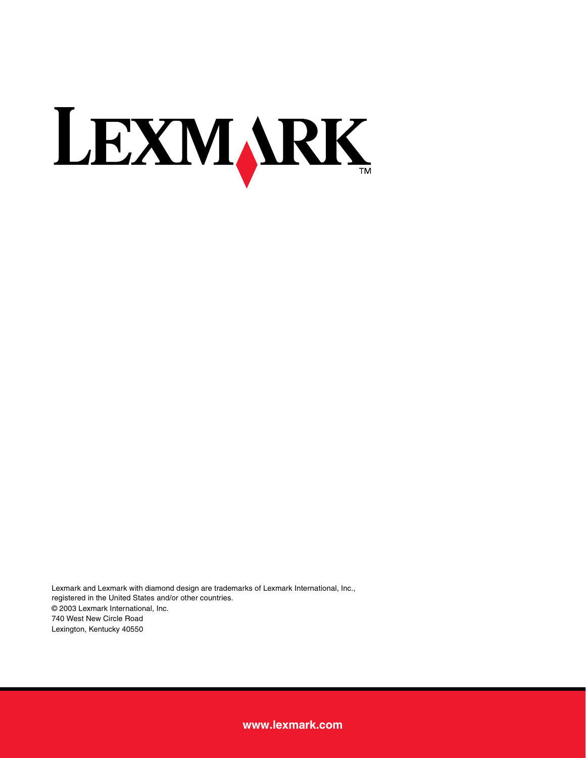LEXMARK™

Lexmark and Lexmark with diamond design are trademarks of Lexmark International, Inc.,
registered in the United States and/or other countries.
© 2003 Lexmark International, Inc.
740 West New Circle Road
Lexington, Kentucky 40550

**www.lexmark.com**